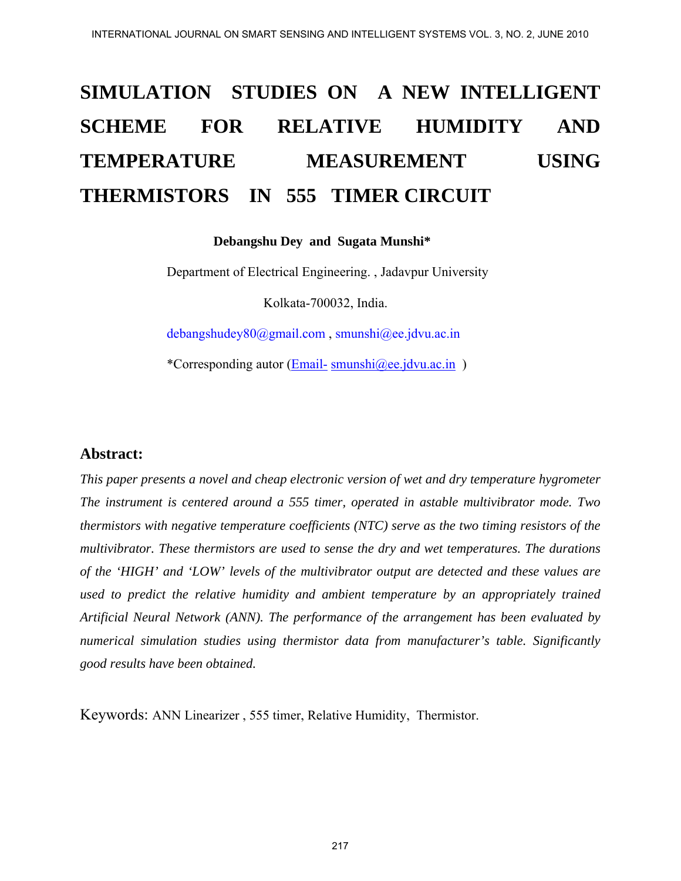# SIMULATION STUDIES ON A NEW INTELLIGENT SCHEME FOR RELATIVE HUMIDITY AND TEMPERATURE MEASUREMENT USING THERMISTORS IN 555 TIMER CIRCUIT

**Debangshu Dey and Sugata Munshi***

Department of Electrical Engineering. , Jadavpur University

Kolkata-700032, India.

debangshudey80@gmail.com , smunshi@ee.jdvu.ac.in

*Corresponding autor (Email- smunshi@ee.jdvu.ac.in )

## Abstract:

*This paper presents a novel and cheap electronic version of wet and dry temperature hygrometer The instrument is centered around a 555 timer, operated in astable multivibrator mode. Two thermistors with negative temperature coefficients (NTC) serve as the two timing resistors of the multivibrator. These thermistors are used to sense the dry and wet temperatures. The durations of the 'HIGH' and 'LOW' levels of the multivibrator output are detected and these values are used to predict the relative humidity and ambient temperature by an appropriately trained Artificial Neural Network (ANN). The performance of the arrangement has been evaluated by numerical simulation studies using thermistor data from manufacturer's table. Significantly good results have been obtained.*

Keywords: ANN Linearizer , 555 timer, Relative Humidity, Thermistor.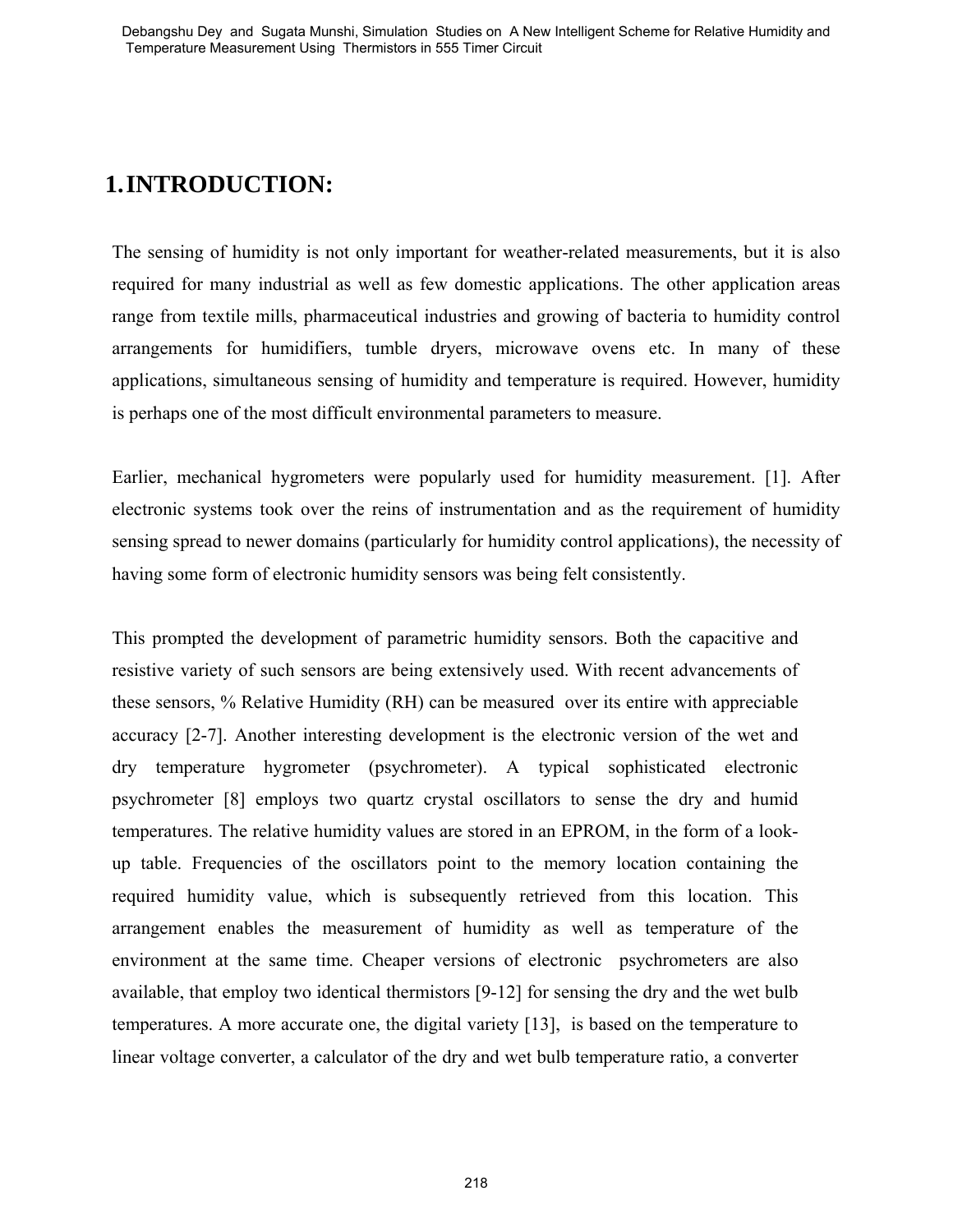# 1. INTRODUCTION:

The sensing of humidity is not only important for weather-related measurements, but it is also required for many industrial as well as few domestic applications. The other application areas range from textile mills, pharmaceutical industries and growing of bacteria to humidity control arrangements for humidifiers, tumble dryers, microwave ovens etc. In many of these applications, simultaneous sensing of humidity and temperature is required. However, humidity is perhaps one of the most difficult environmental parameters to measure.

Earlier, mechanical hygrometers were popularly used for humidity measurement. [1]. After electronic systems took over the reins of instrumentation and as the requirement of humidity sensing spread to newer domains (particularly for humidity control applications), the necessity of having some form of electronic humidity sensors was being felt consistently.

This prompted the development of parametric humidity sensors. Both the capacitive and resistive variety of such sensors are being extensively used. With recent advancements of these sensors, % Relative Humidity (RH) can be measured over its entire with appreciable accuracy [2-7]. Another interesting development is the electronic version of the wet and dry temperature hygrometer (psychrometer). A typical sophisticated electronic psychrometer [8] employs two quartz crystal oscillators to sense the dry and humid temperatures. The relative humidity values are stored in an EPROM, in the form of a look-up table. Frequencies of the oscillators point to the memory location containing the required humidity value, which is subsequently retrieved from this location. This arrangement enables the measurement of humidity as well as temperature of the environment at the same time. Cheaper versions of electronic psychrometers are also available, that employ two identical thermistors [9-12] for sensing the dry and the wet bulb temperatures. A more accurate one, the digital variety [13], is based on the temperature to linear voltage converter, a calculator of the dry and wet bulb temperature ratio, a converter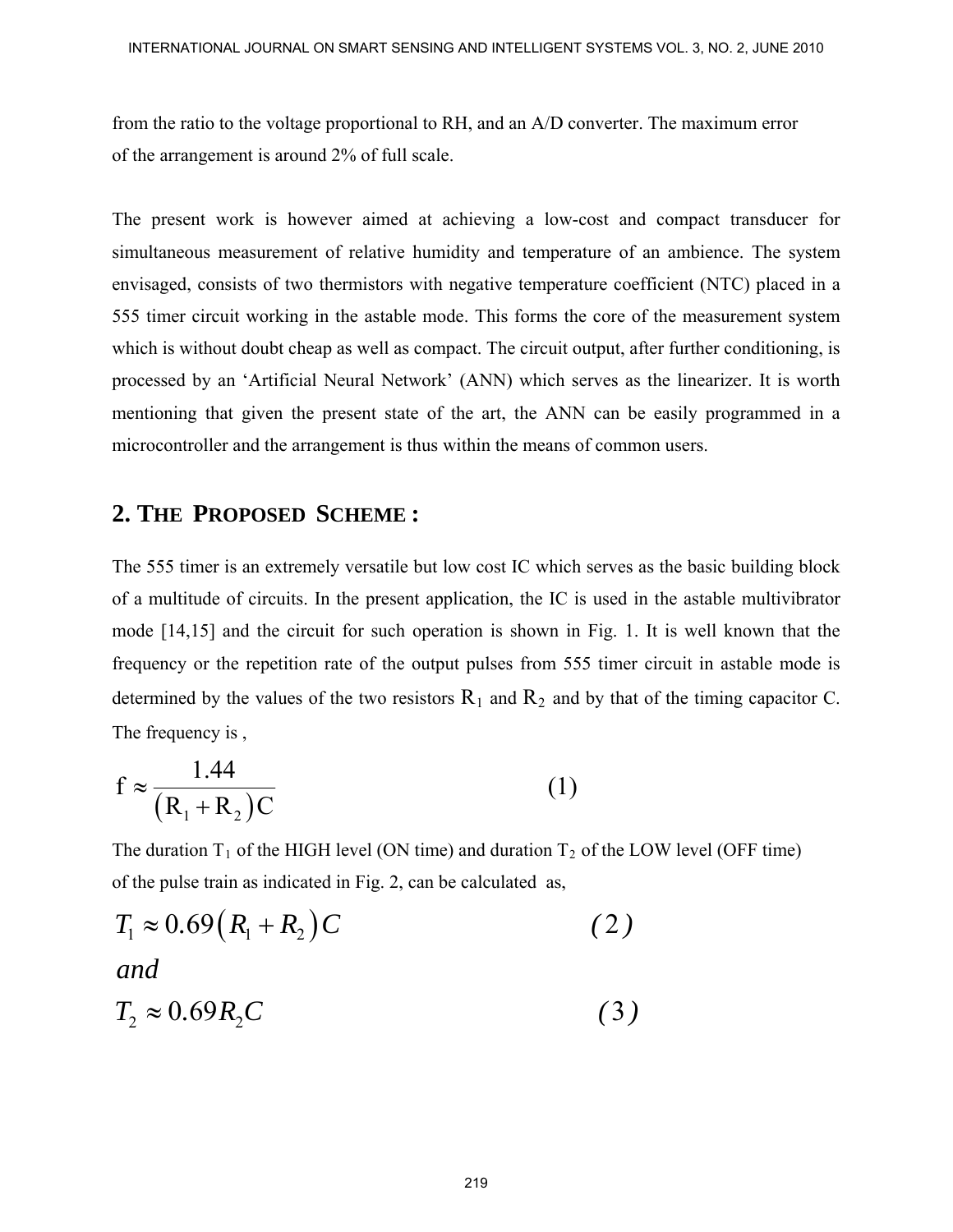from the ratio to the voltage proportional to RH, and an A/D converter. The maximum error of the arrangement is around 2% of full scale.

The present work is however aimed at achieving a low-cost and compact transducer for simultaneous measurement of relative humidity and temperature of an ambience. The system envisaged, consists of two thermistors with negative temperature coefficient (NTC) placed in a 555 timer circuit working in the astable mode. This forms the core of the measurement system which is without doubt cheap as well as compact. The circuit output, after further conditioning, is processed by an 'Artificial Neural Network' (ANN) which serves as the linearizer. It is worth mentioning that given the present state of the art, the ANN can be easily programmed in a microcontroller and the arrangement is thus within the means of common users.

## 2. THE PROPOSED SCHEME :

The 555 timer is an extremely versatile but low cost IC which serves as the basic building block of a multitude of circuits. In the present application, the IC is used in the astable multivibrator mode [14,15] and the circuit for such operation is shown in Fig. 1. It is well known that the frequency or the repetition rate of the output pulses from 555 timer circuit in astable mode is determined by the values of the two resistors $R_1$ and $R_2$ and by that of the timing capacitor C. The frequency is ,

$$f \approx \frac{1.44}{(R_1 + R_2)C} \tag{1}$$

The duration $T_1$ of the HIGH level (ON time) and duration $T_2$ of the LOW level (OFF time) of the pulse train as indicated in Fig. 2, can be calculated as,

$$T_1 \approx 0.69(R_1 + R_2)C \tag{2}$$

*and*

$$T_2 \approx 0.69 R_2 C \tag{3}$$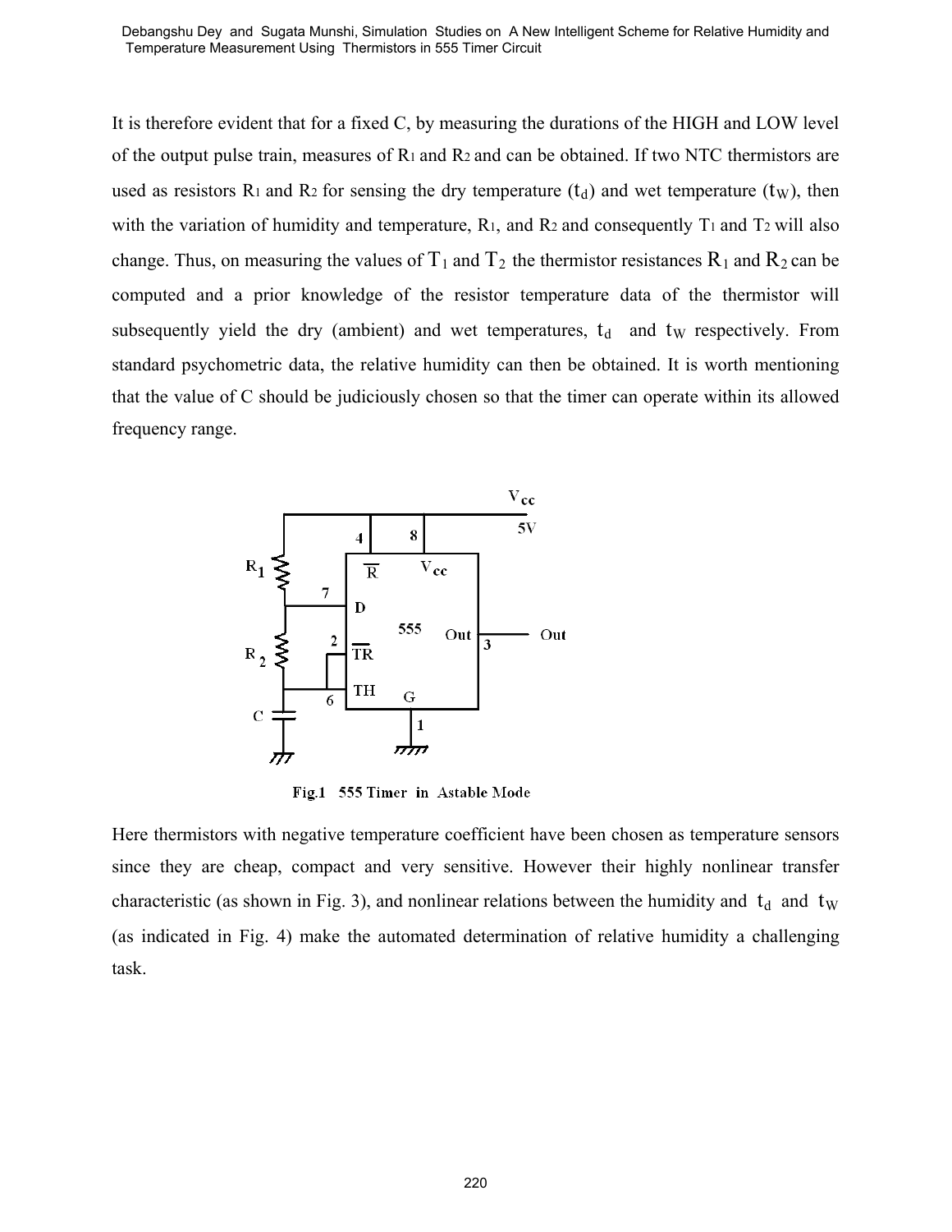It is therefore evident that for a fixed C, by measuring the durations of the HIGH and LOW level of the output pulse train, measures of $R_1$ and $R_2$ and can be obtained. If two NTC thermistors are used as resistors $R_1$ and $R_2$ for sensing the dry temperature ($t_d$) and wet temperature ($t_W$), then with the variation of humidity and temperature, $R_1$, and $R_2$ and consequently $T_1$ and $T_2$ will also change. Thus, on measuring the values of $T_1$ and $T_2$ the thermistor resistances $R_1$ and $R_2$ can be computed and a prior knowledge of the resistor temperature data of the thermistor will subsequently yield the dry (ambient) and wet temperatures, $t_d$ and $t_W$ respectively. From standard psychometric data, the relative humidity can then be obtained. It is worth mentioning that the value of C should be judiciously chosen so that the timer can operate within its allowed frequency range.

Fig.1 555 Timer in Astable Mode

Here thermistors with negative temperature coefficient have been chosen as temperature sensors since they are cheap, compact and very sensitive. However their highly nonlinear transfer characteristic (as shown in Fig. 3), and nonlinear relations between the humidity and $t_d$ and $t_W$ (as indicated in Fig. 4) make the automated determination of relative humidity a challenging task.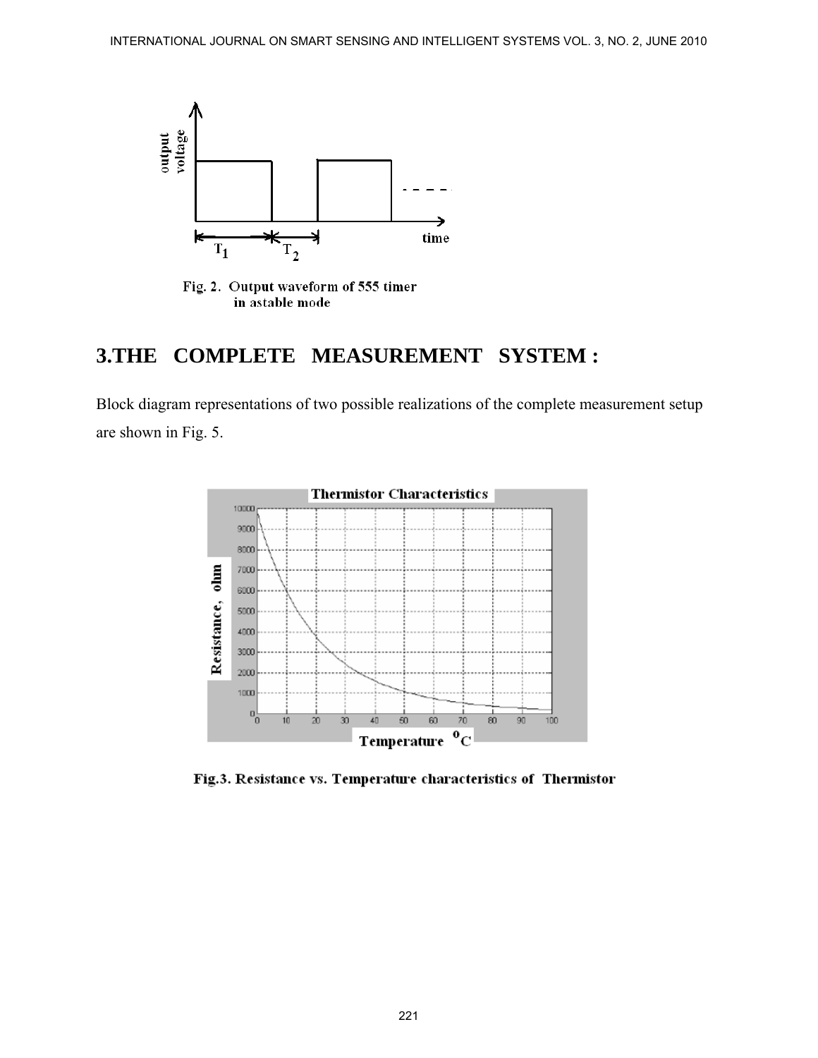Fig. 2. Output waveform of 555 timer in astable mode

## 3.THE COMPLETE MEASUREMENT SYSTEM :

Block diagram representations of two possible realizations of the complete measurement setup are shown in Fig. 5.

Fig.3. Resistance vs. Temperature characteristics of Thermistor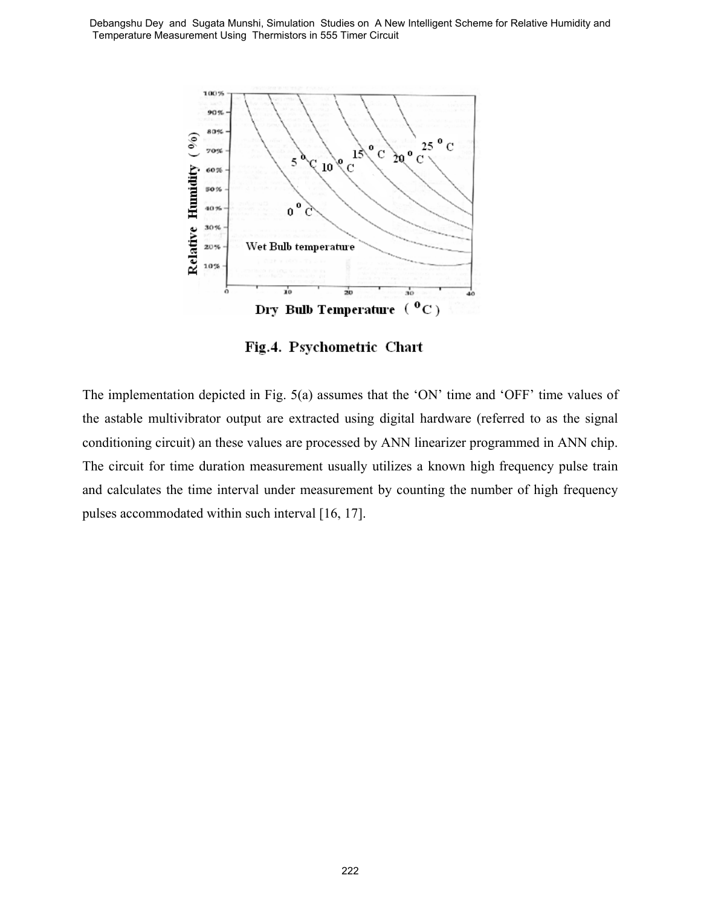Fig.4. Psychometric Chart

The implementation depicted in Fig. 5(a) assumes that the 'ON' time and 'OFF' time values of the astable multivibrator output are extracted using digital hardware (referred to as the signal conditioning circuit) an these values are processed by ANN linearizer programmed in ANN chip. The circuit for time duration measurement usually utilizes a known high frequency pulse train and calculates the time interval under measurement by counting the number of high frequency pulses accommodated within such interval [16, 17].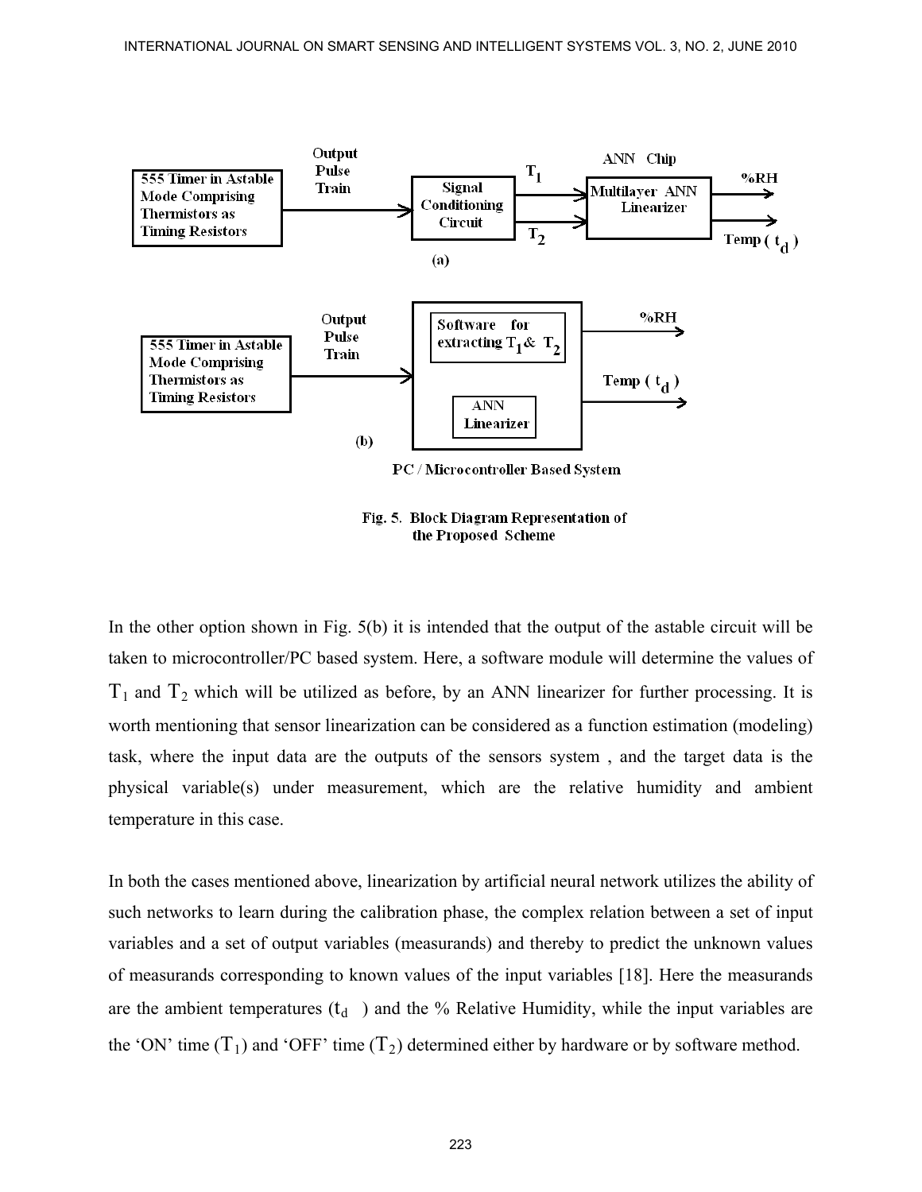Fig. 5. Block Diagram Representation of the Proposed Scheme

In the other option shown in Fig. 5(b) it is intended that the output of the astable circuit will be taken to microcontroller/PC based system. Here, a software module will determine the values of $T_1$ and $T_2$ which will be utilized as before, by an ANN linearizer for further processing. It is worth mentioning that sensor linearization can be considered as a function estimation (modeling) task, where the input data are the outputs of the sensors system , and the target data is the physical variable(s) under measurement, which are the relative humidity and ambient temperature in this case.

In both the cases mentioned above, linearization by artificial neural network utilizes the ability of such networks to learn during the calibration phase, the complex relation between a set of input variables and a set of output variables (measurands) and thereby to predict the unknown values of measurands corresponding to known values of the input variables [18]. Here the measurands are the ambient temperatures ($t_d$ ) and the % Relative Humidity, while the input variables are the 'ON' time ($T_1$) and 'OFF' time ($T_2$) determined either by hardware or by software method.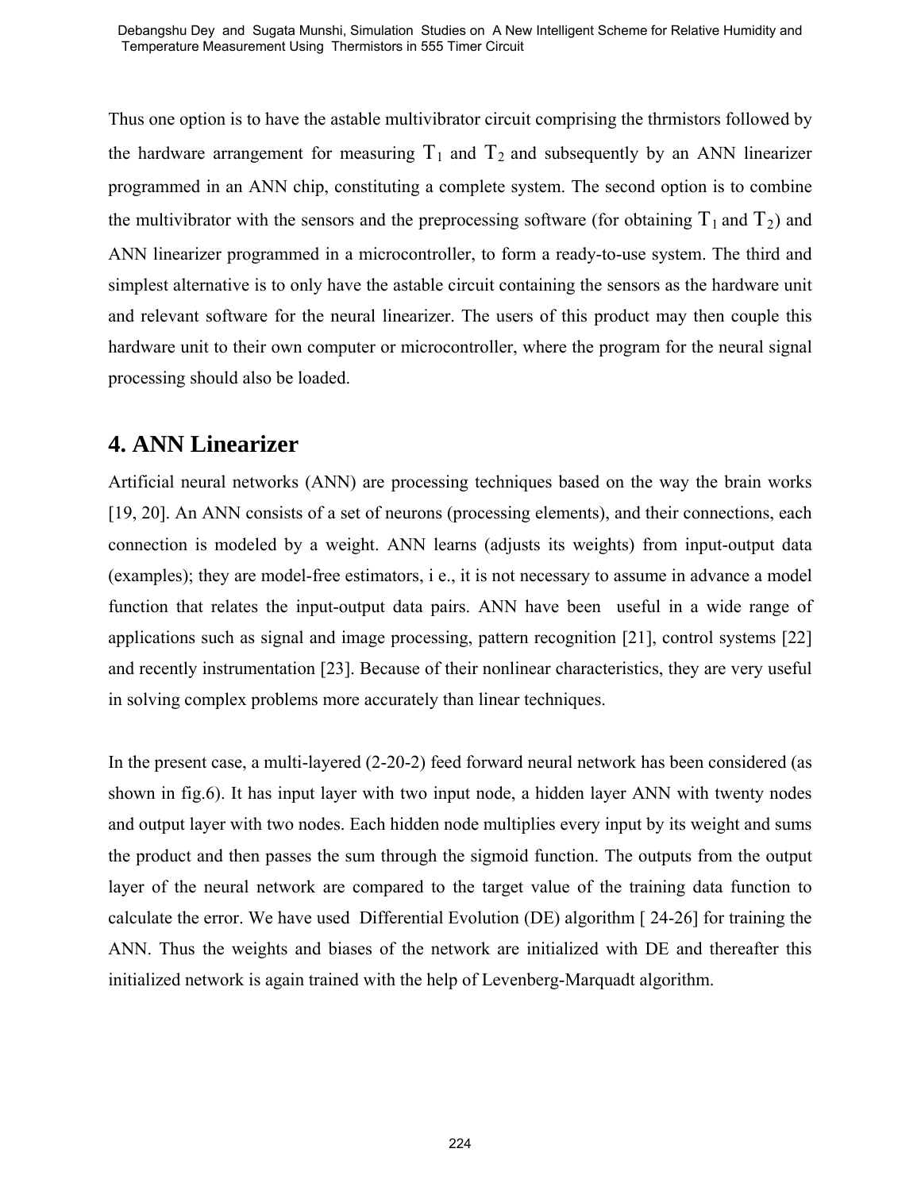Thus one option is to have the astable multivibrator circuit comprising the thrmistors followed by the hardware arrangement for measuring $T_1$ and $T_2$ and subsequently by an ANN linearizer programmed in an ANN chip, constituting a complete system. The second option is to combine the multivibrator with the sensors and the preprocessing software (for obtaining $T_1$ and $T_2$) and ANN linearizer programmed in a microcontroller, to form a ready-to-use system. The third and simplest alternative is to only have the astable circuit containing the sensors as the hardware unit and relevant software for the neural linearizer. The users of this product may then couple this hardware unit to their own computer or microcontroller, where the program for the neural signal processing should also be loaded.

## 4. ANN Linearizer

Artificial neural networks (ANN) are processing techniques based on the way the brain works [19, 20]. An ANN consists of a set of neurons (processing elements), and their connections, each connection is modeled by a weight. ANN learns (adjusts its weights) from input-output data (examples); they are model-free estimators, i e., it is not necessary to assume in advance a model function that relates the input-output data pairs. ANN have been useful in a wide range of applications such as signal and image processing, pattern recognition [21], control systems [22] and recently instrumentation [23]. Because of their nonlinear characteristics, they are very useful in solving complex problems more accurately than linear techniques.

In the present case, a multi-layered (2-20-2) feed forward neural network has been considered (as shown in fig.6). It has input layer with two input node, a hidden layer ANN with twenty nodes and output layer with two nodes. Each hidden node multiplies every input by its weight and sums the product and then passes the sum through the sigmoid function. The outputs from the output layer of the neural network are compared to the target value of the training data function to calculate the error. We have used Differential Evolution (DE) algorithm [ 24-26] for training the ANN. Thus the weights and biases of the network are initialized with DE and thereafter this initialized network is again trained with the help of Levenberg-Marquadt algorithm.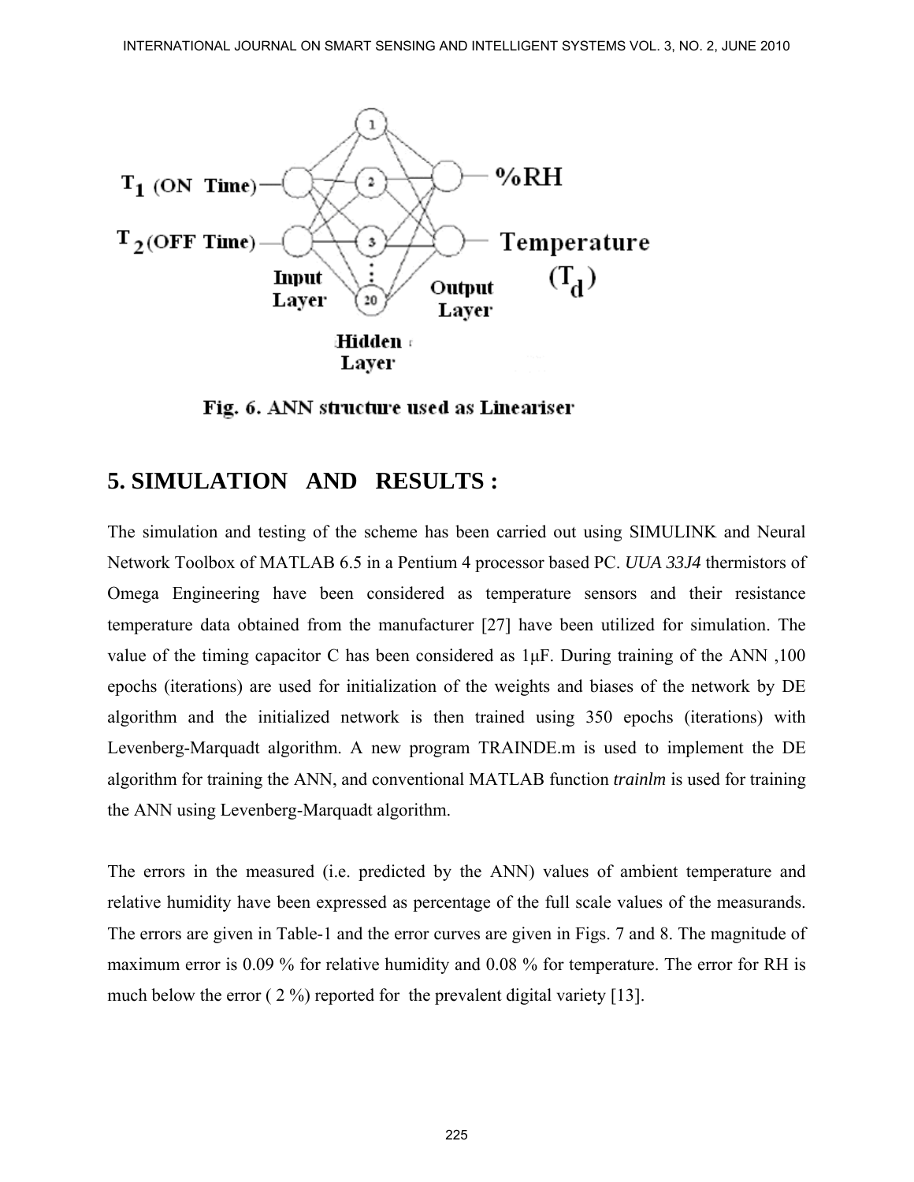Fig. 6. ANN structure used as Lineariser

## 5. SIMULATION AND RESULTS :

The simulation and testing of the scheme has been carried out using SIMULINK and Neural Network Toolbox of MATLAB 6.5 in a Pentium 4 processor based PC. *UUA 33J4* thermistors of Omega Engineering have been considered as temperature sensors and their resistance temperature data obtained from the manufacturer [27] have been utilized for simulation. The value of the timing capacitor C has been considered as 1μF. During training of the ANN ,100 epochs (iterations) are used for initialization of the weights and biases of the network by DE algorithm and the initialized network is then trained using 350 epochs (iterations) with Levenberg-Marquadt algorithm. A new program TRAINDE.m is used to implement the DE algorithm for training the ANN, and conventional MATLAB function *trainlm* is used for training the ANN using Levenberg-Marquadt algorithm.

The errors in the measured (i.e. predicted by the ANN) values of ambient temperature and relative humidity have been expressed as percentage of the full scale values of the measurands. The errors are given in Table-1 and the error curves are given in Figs. 7 and 8. The magnitude of maximum error is 0.09 % for relative humidity and 0.08 % for temperature. The error for RH is much below the error ( 2 %) reported for the prevalent digital variety [13].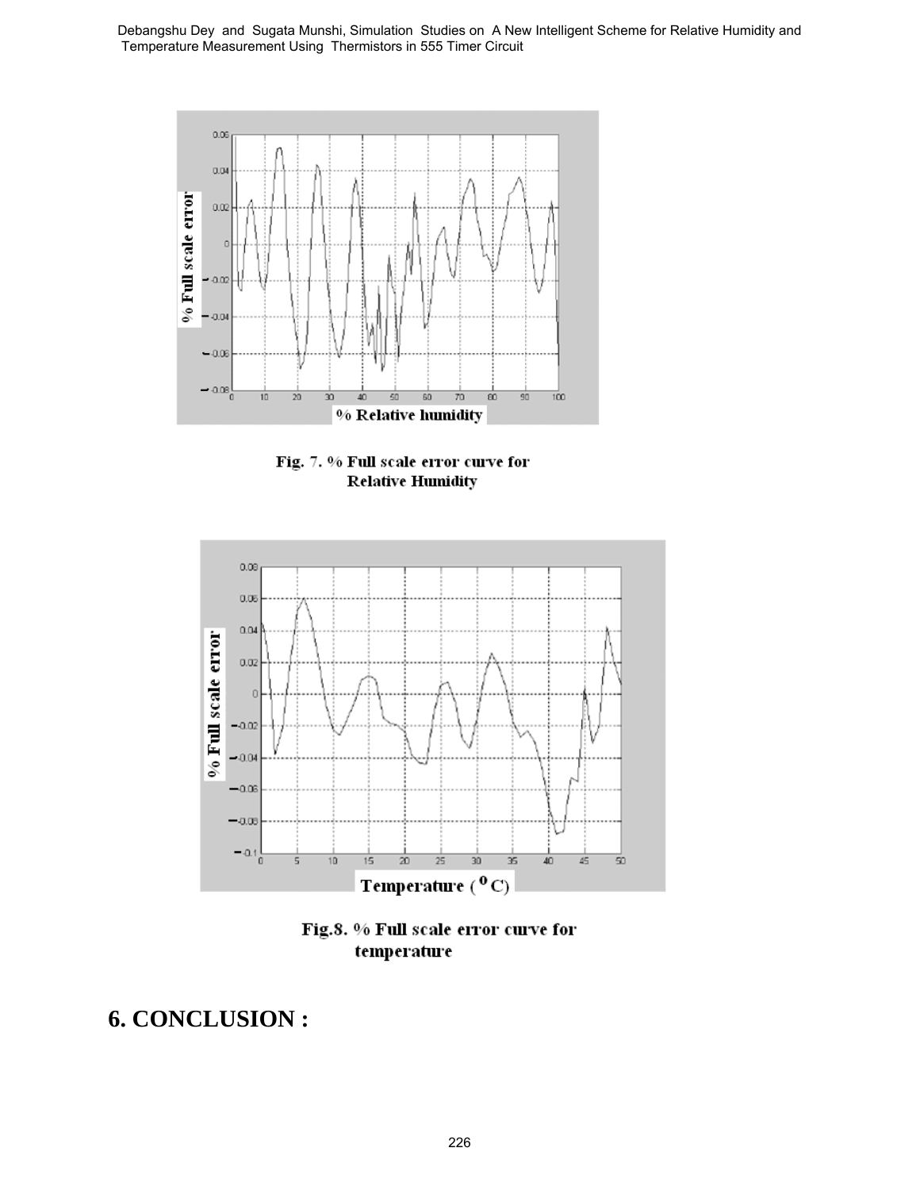Fig. 7. % Full scale error curve for Relative Humidity

Fig.8. % Full scale error curve for temperature

# 6. CONCLUSION :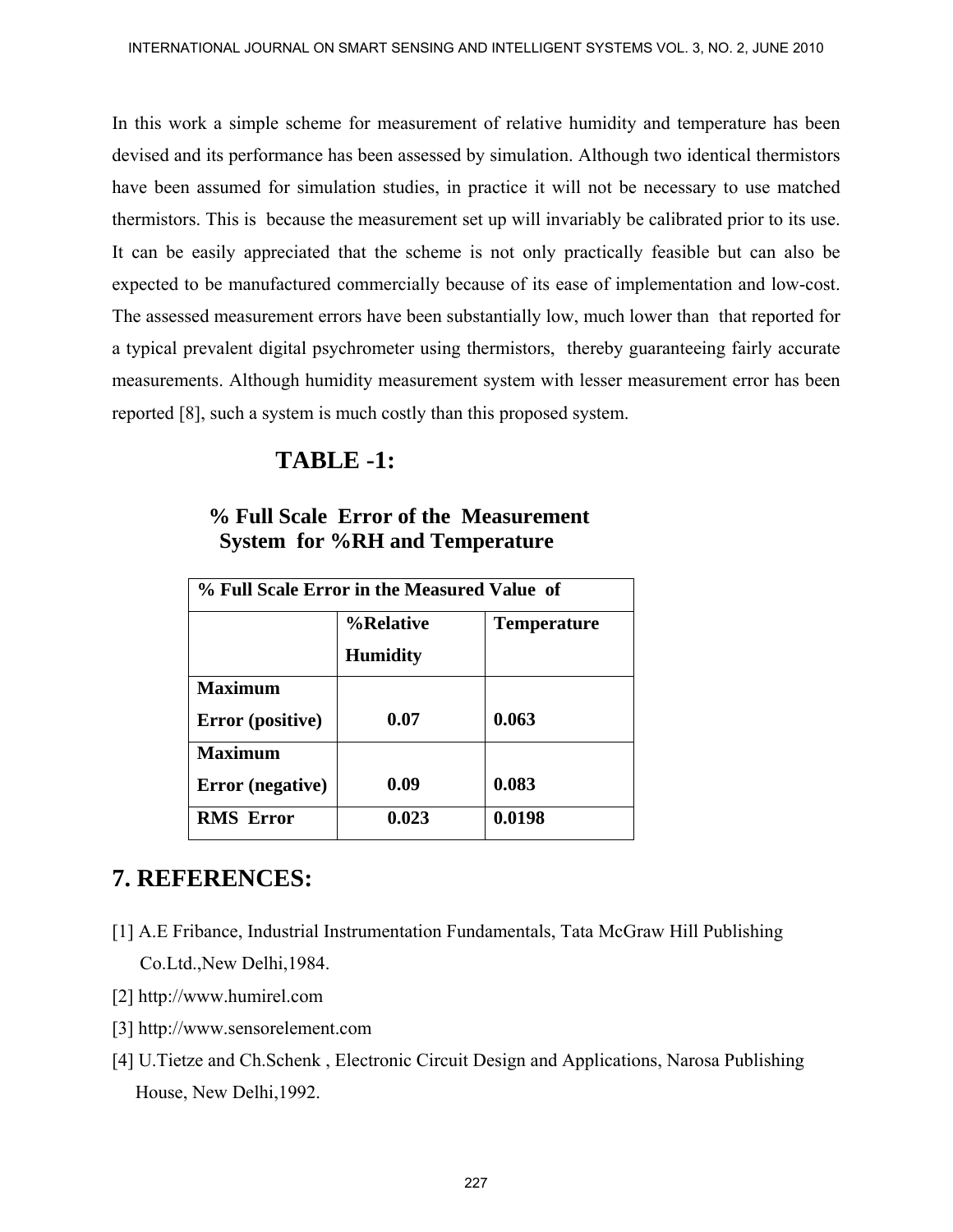In this work a simple scheme for measurement of relative humidity and temperature has been devised and its performance has been assessed by simulation. Although two identical thermistors have been assumed for simulation studies, in practice it will not be necessary to use matched thermistors. This is because the measurement set up will invariably be calibrated prior to its use. It can be easily appreciated that the scheme is not only practically feasible but can also be expected to be manufactured commercially because of its ease of implementation and low-cost. The assessed measurement errors have been substantially low, much lower than that reported for a typical prevalent digital psychrometer using thermistors, thereby guaranteeing fairly accurate measurements. Although humidity measurement system with lesser measurement error has been reported [8], such a system is much costly than this proposed system.

**TABLE -1:**

**% Full Scale Error of the Measurement System for %RH and Temperature**

| % Full Scale Error in the Measured Value of | | |
|---|---|---|
| | %Relative Humidity | Temperature |
| Maximum Error (positive) | 0.07 | 0.063 |
| Maximum Error (negative) | 0.09 | 0.083 |
| RMS Error | 0.023 | 0.0198 |

## 7. REFERENCES:

[1] A.E Fribance, Industrial Instrumentation Fundamentals, Tata McGraw Hill Publishing Co.Ltd.,New Delhi,1984.

[2] http://www.humirel.com

[3] http://www.sensorelement.com

[4] U.Tietze and Ch.Schenk , Electronic Circuit Design and Applications, Narosa Publishing House, New Delhi,1992.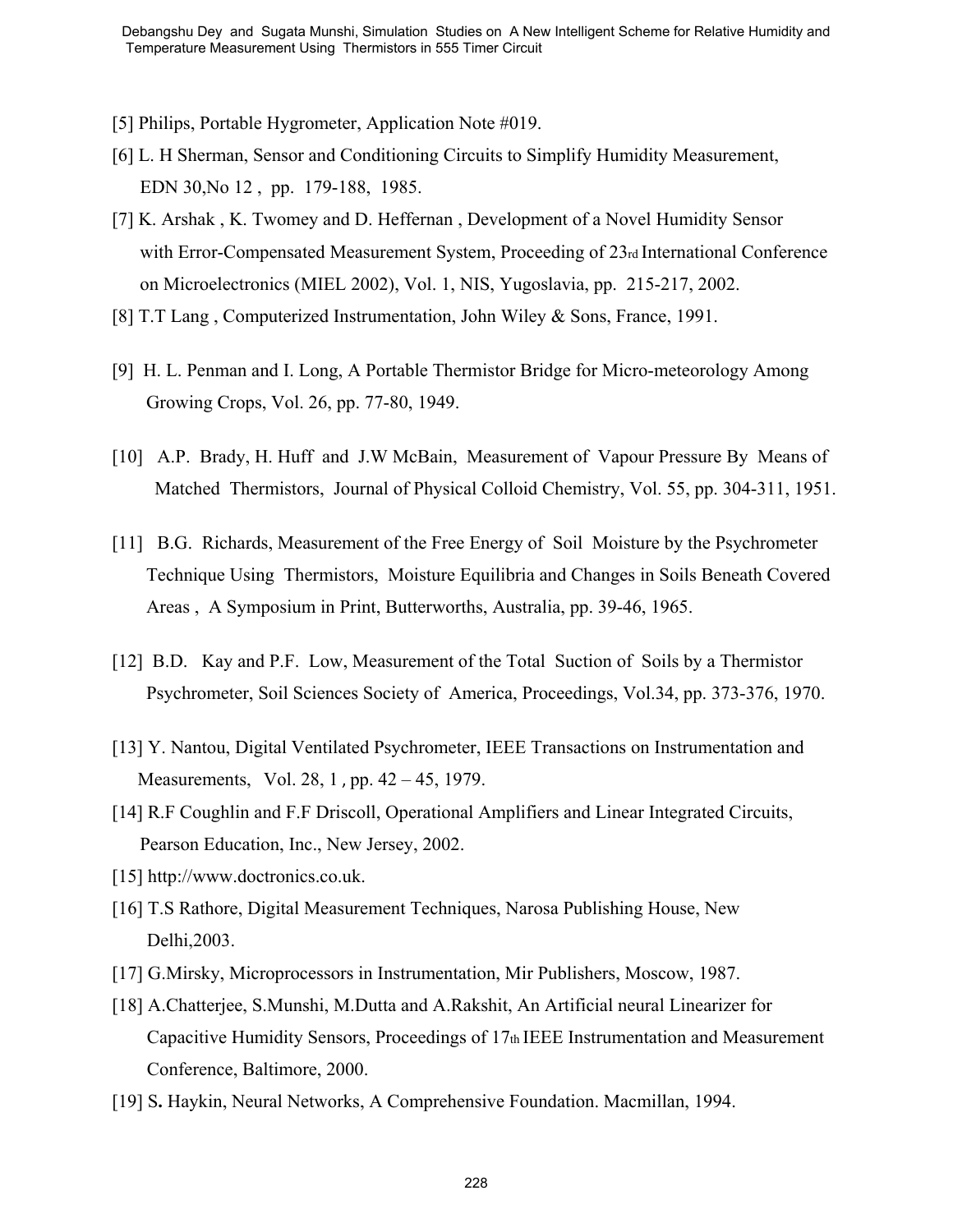[5] Philips, Portable Hygrometer, Application Note #019.

[6] L. H Sherman, Sensor and Conditioning Circuits to Simplify Humidity Measurement, EDN 30,No 12 , pp. 179-188, 1985.

[7] K. Arshak , K. Twomey and D. Heffernan , Development of a Novel Humidity Sensor with Error-Compensated Measurement System, Proceeding of 23rd International Conference on Microelectronics (MIEL 2002), Vol. 1, NIS, Yugoslavia, pp. 215-217, 2002.

[8] T.T Lang , Computerized Instrumentation, John Wiley & Sons, France, 1991.

[9] H. L. Penman and I. Long, A Portable Thermistor Bridge for Micro-meteorology Among Growing Crops, Vol. 26, pp. 77-80, 1949.

[10] A.P. Brady, H. Huff and J.W McBain, Measurement of Vapour Pressure By Means of Matched Thermistors, Journal of Physical Colloid Chemistry, Vol. 55, pp. 304-311, 1951.

[11] B.G. Richards, Measurement of the Free Energy of Soil Moisture by the Psychrometer Technique Using Thermistors, Moisture Equilibria and Changes in Soils Beneath Covered Areas , A Symposium in Print, Butterworths, Australia, pp. 39-46, 1965.

[12] B.D. Kay and P.F. Low, Measurement of the Total Suction of Soils by a Thermistor Psychrometer, Soil Sciences Society of America, Proceedings, Vol.34, pp. 373-376, 1970.

[13] Y. Nantou, Digital Ventilated Psychrometer, IEEE Transactions on Instrumentation and Measurements, Vol. 28, 1 , pp. 42 – 45, 1979.

[14] R.F Coughlin and F.F Driscoll, Operational Amplifiers and Linear Integrated Circuits, Pearson Education, Inc., New Jersey, 2002.

[15] http://www.doctronics.co.uk.

[16] T.S Rathore, Digital Measurement Techniques, Narosa Publishing House, New Delhi,2003.

[17] G.Mirsky, Microprocessors in Instrumentation, Mir Publishers, Moscow, 1987.

[18] A.Chatterjee, S.Munshi, M.Dutta and A.Rakshit, An Artificial neural Linearizer for Capacitive Humidity Sensors, Proceedings of 17th IEEE Instrumentation and Measurement Conference, Baltimore, 2000.

[19] S**.** Haykin, Neural Networks, A Comprehensive Foundation. Macmillan, 1994.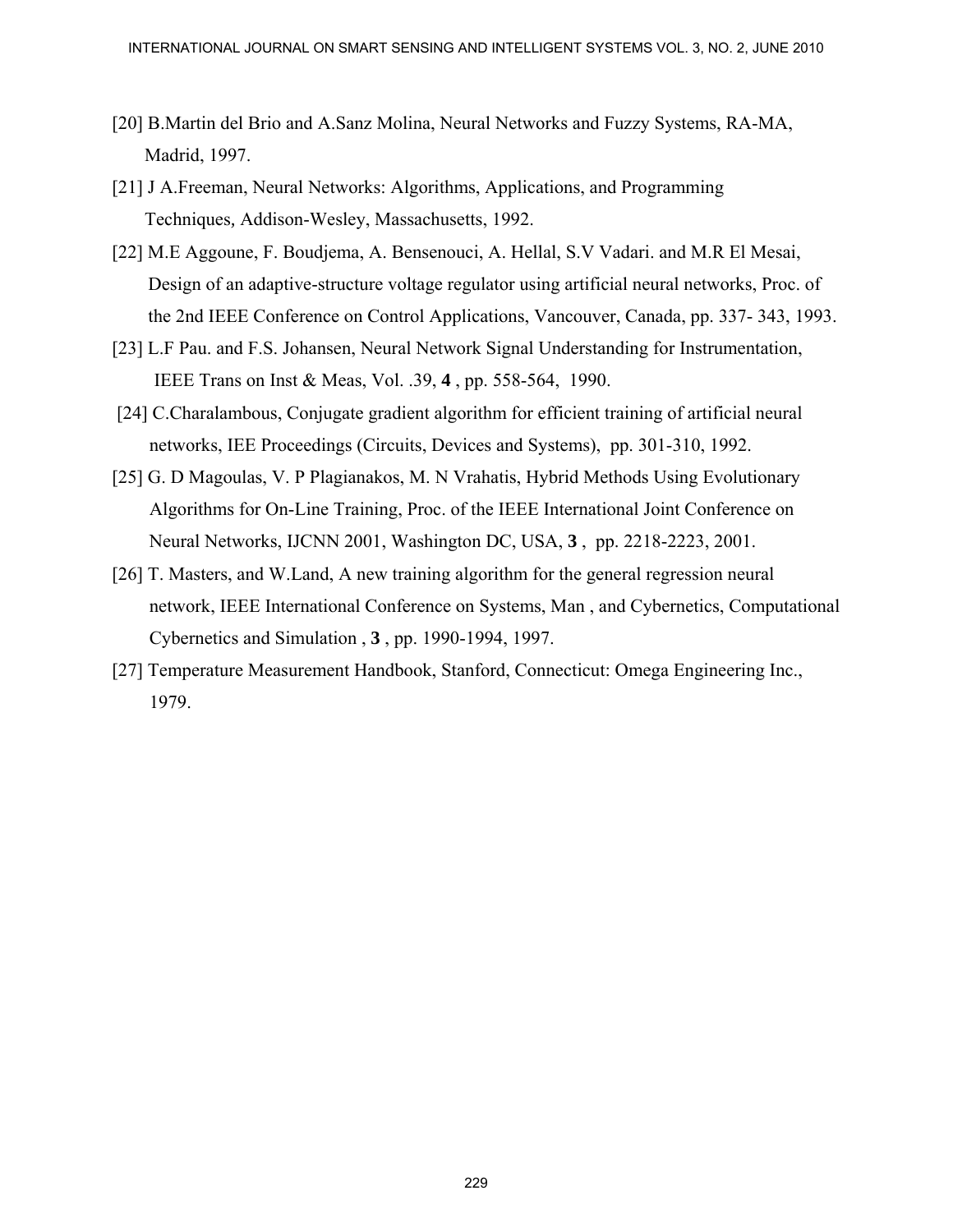[20] B.Martin del Brio and A.Sanz Molina, Neural Networks and Fuzzy Systems, RA-MA, Madrid, 1997.

[21] J A.Freeman, Neural Networks: Algorithms, Applications, and Programming Techniques, Addison-Wesley, Massachusetts, 1992.

[22] M.E Aggoune, F. Boudjema, A. Bensenouci, A. Hellal, S.V Vadari. and M.R El Mesai, Design of an adaptive-structure voltage regulator using artificial neural networks, Proc. of the 2nd IEEE Conference on Control Applications, Vancouver, Canada, pp. 337- 343, 1993.

[23] L.F Pau. and F.S. Johansen, Neural Network Signal Understanding for Instrumentation, IEEE Trans on Inst & Meas, Vol. .39, **4** , pp. 558-564, 1990.

[24] C.Charalambous, Conjugate gradient algorithm for efficient training of artificial neural networks, IEE Proceedings (Circuits, Devices and Systems), pp. 301-310, 1992.

[25] G. D Magoulas, V. P Plagianakos, M. N Vrahatis, Hybrid Methods Using Evolutionary Algorithms for On-Line Training, Proc. of the IEEE International Joint Conference on Neural Networks, IJCNN 2001, Washington DC, USA, **3** , pp. 2218-2223, 2001.

[26] T. Masters, and W.Land, A new training algorithm for the general regression neural network, IEEE International Conference on Systems, Man , and Cybernetics, Computational Cybernetics and Simulation , **3** , pp. 1990-1994, 1997.

[27] Temperature Measurement Handbook, Stanford, Connecticut: Omega Engineering Inc., 1979.